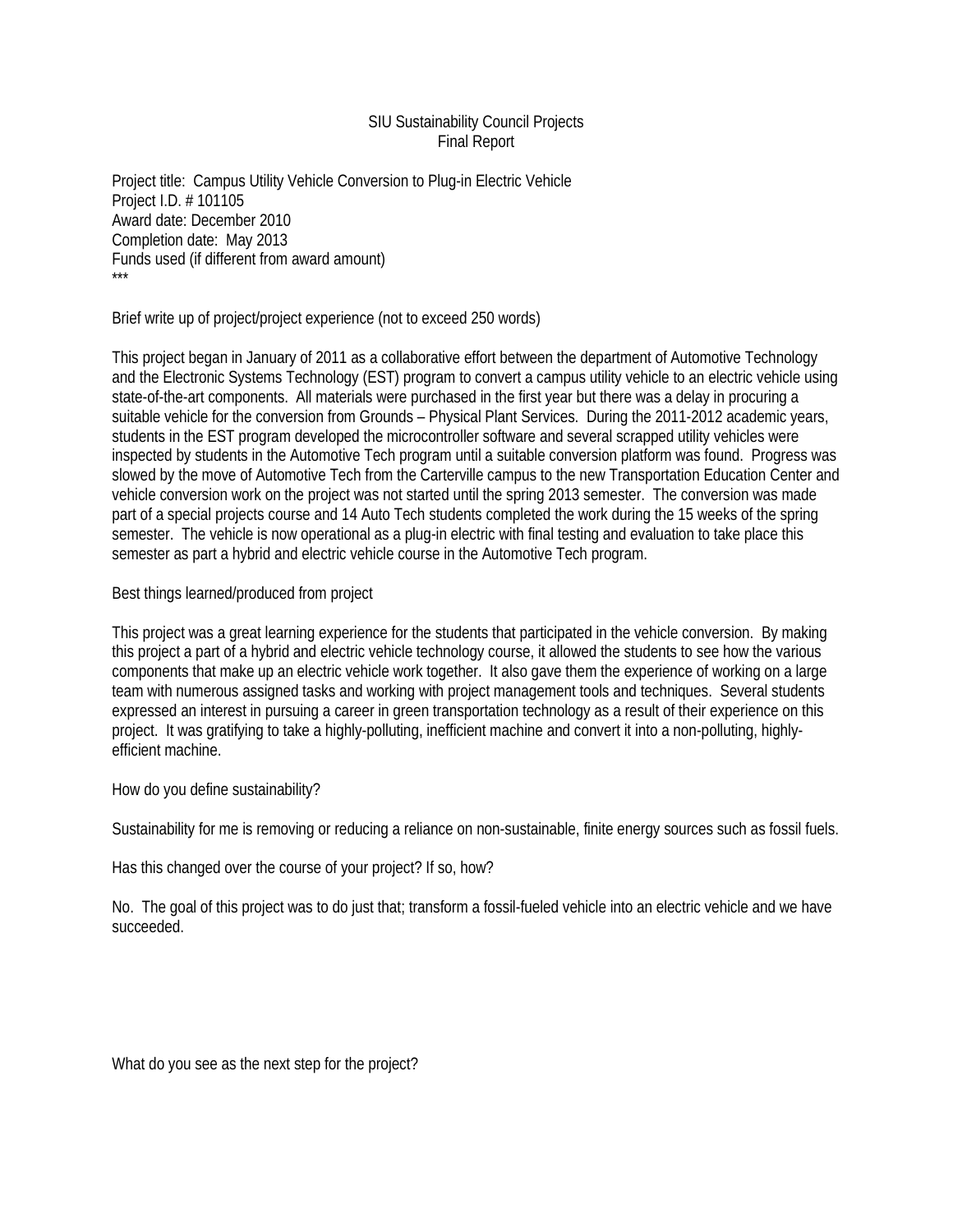SIU Sustainability Council Projects
Final Report

Project title: Campus Utility Vehicle Conversion to Plug-in Electric Vehicle
Project I.D. # 101105
Award date: December 2010
Completion date: May 2013
Funds used (if different from award amount)
***

Brief write up of project/project experience (not to exceed 250 words)

This project began in January of 2011 as a collaborative effort between the department of Automotive Technology and the Electronic Systems Technology (EST) program to convert a campus utility vehicle to an electric vehicle using state-of-the-art components. All materials were purchased in the first year but there was a delay in procuring a suitable vehicle for the conversion from Grounds – Physical Plant Services. During the 2011-2012 academic years, students in the EST program developed the microcontroller software and several scrapped utility vehicles were inspected by students in the Automotive Tech program until a suitable conversion platform was found. Progress was slowed by the move of Automotive Tech from the Carterville campus to the new Transportation Education Center and vehicle conversion work on the project was not started until the spring 2013 semester. The conversion was made part of a special projects course and 14 Auto Tech students completed the work during the 15 weeks of the spring semester. The vehicle is now operational as a plug-in electric with final testing and evaluation to take place this semester as part a hybrid and electric vehicle course in the Automotive Tech program.

Best things learned/produced from project

This project was a great learning experience for the students that participated in the vehicle conversion. By making this project a part of a hybrid and electric vehicle technology course, it allowed the students to see how the various components that make up an electric vehicle work together. It also gave them the experience of working on a large team with numerous assigned tasks and working with project management tools and techniques. Several students expressed an interest in pursuing a career in green transportation technology as a result of their experience on this project. It was gratifying to take a highly-polluting, inefficient machine and convert it into a non-polluting, highly-efficient machine.

How do you define sustainability?

Sustainability for me is removing or reducing a reliance on non-sustainable, finite energy sources such as fossil fuels.

Has this changed over the course of your project? If so, how?

No. The goal of this project was to do just that; transform a fossil-fueled vehicle into an electric vehicle and we have succeeded.

What do you see as the next step for the project?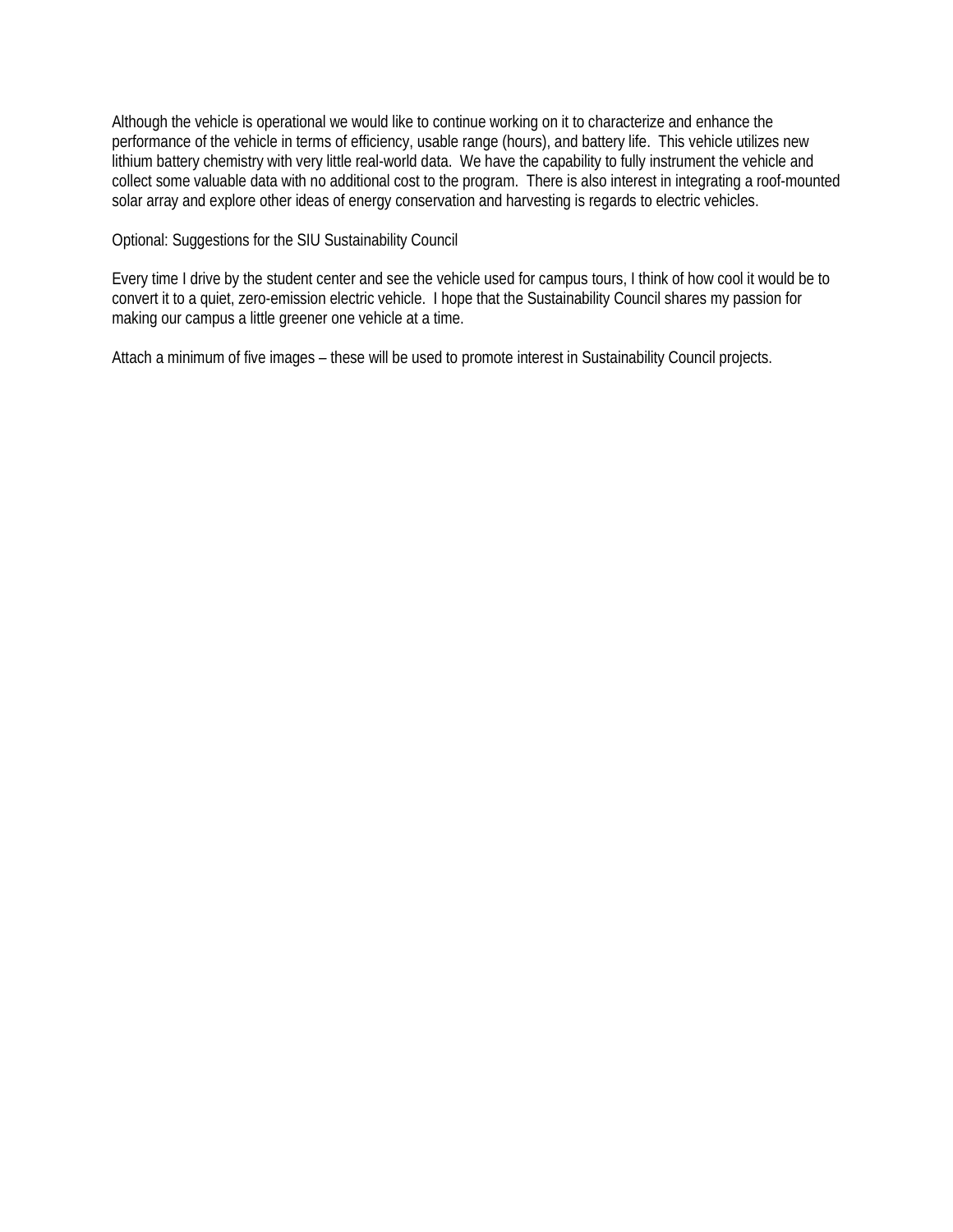Although the vehicle is operational we would like to continue working on it to characterize and enhance the performance of the vehicle in terms of efficiency, usable range (hours), and battery life. This vehicle utilizes new lithium battery chemistry with very little real-world data. We have the capability to fully instrument the vehicle and collect some valuable data with no additional cost to the program. There is also interest in integrating a roof-mounted solar array and explore other ideas of energy conservation and harvesting is regards to electric vehicles.

Optional: Suggestions for the SIU Sustainability Council

Every time I drive by the student center and see the vehicle used for campus tours, I think of how cool it would be to convert it to a quiet, zero-emission electric vehicle. I hope that the Sustainability Council shares my passion for making our campus a little greener one vehicle at a time.

Attach a minimum of five images – these will be used to promote interest in Sustainability Council projects.